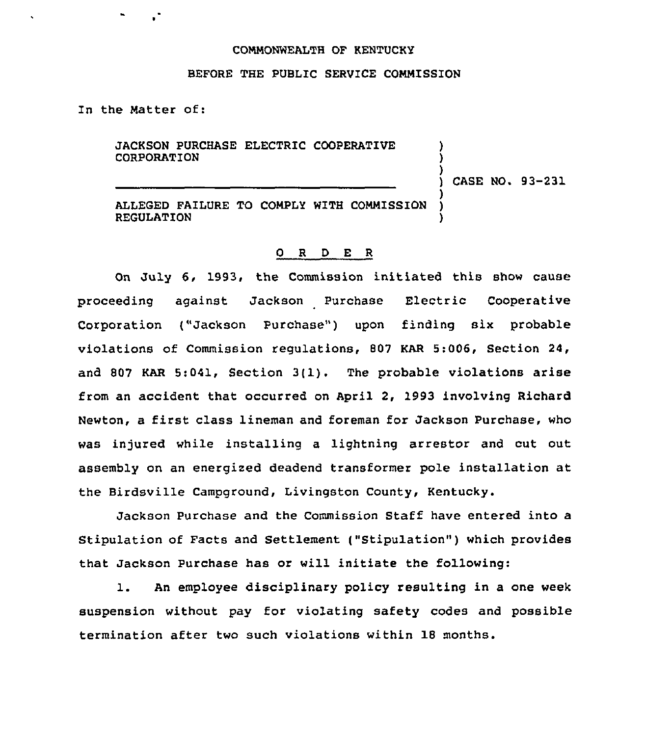COMMONWEALTH OF KENTUCKY

BEFORE THE PUBLIC SERVICE COMMISSION

In the Matter of:

| | | |
|---|---|---|
| JACKSON PURCHASE ELECTRIC COOPERATIVE CORPORATION | ) | |
| ALLEGED FAILURE TO COMPLY WITH COMMISSION REGULATION | ) | CASE NO. 93-231 |

O R D E R

On July 6, 1993, the Commission initiated this show cause proceeding against Jackson Purchase Electric Cooperative Corporation ("Jackson Purchase") upon finding six probable violations of Commission regulations, 807 KAR 5:006, Section 24, and 807 KAR 5:041, Section 3(1). The probable violations arise from an accident that occurred on April 2, 1993 involving Richard Newton, a first class lineman and foreman for Jackson Purchase, who was injured while installing a lightning arrestor and cut out assembly on an energized deadend transformer pole installation at the Birdsville Campground, Livingston County, Kentucky.

Jackson Purchase and the Commission Staff have entered into a Stipulation of Facts and Settlement ("Stipulation") which provides that Jackson Purchase has or will initiate the following:

1. An employee disciplinary policy resulting in a one week suspension without pay for violating safety codes and possible termination after two such violations within 18 months.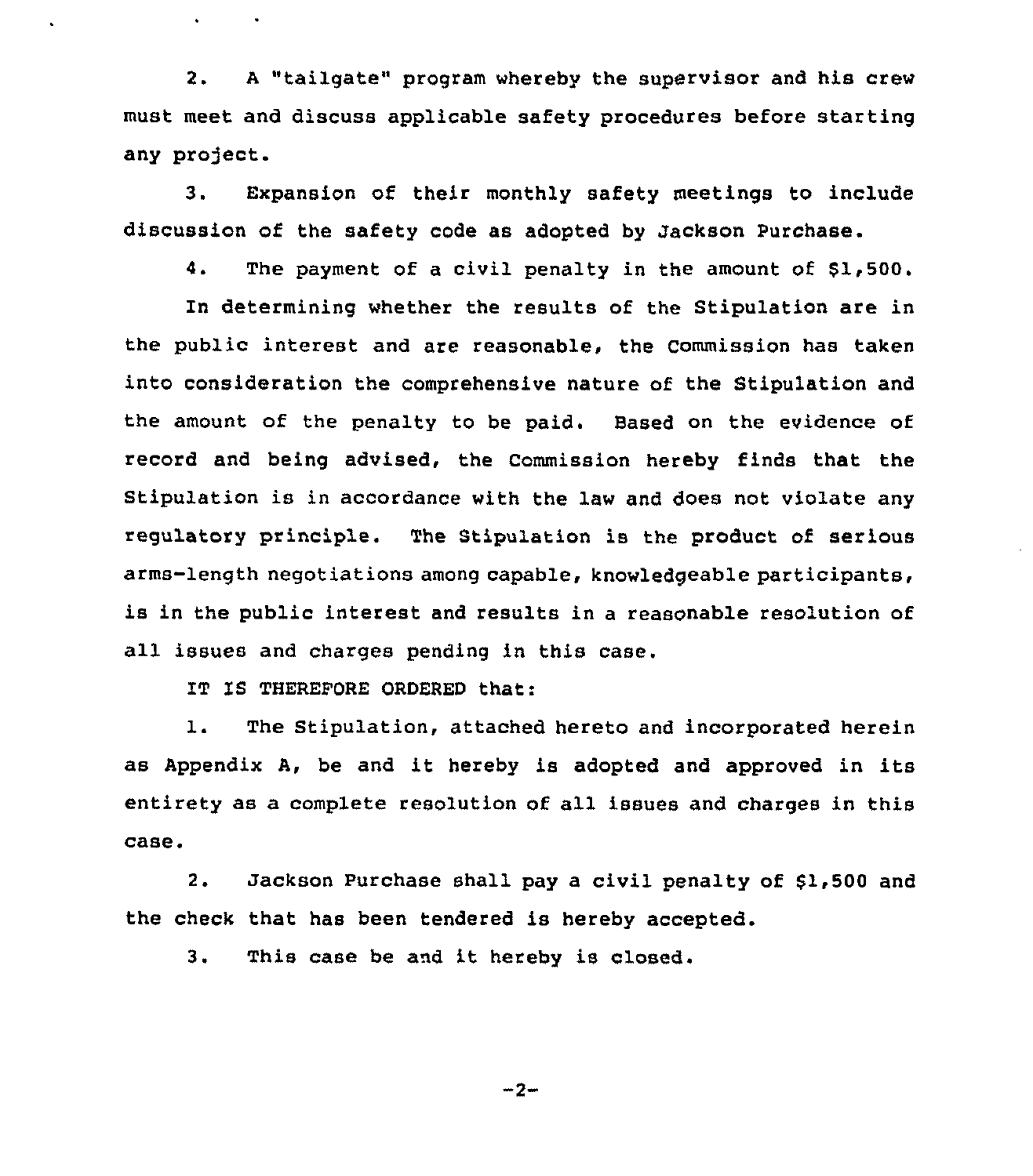2. A "tailgate" program whereby the supervisor and his crew must meet and discuss applicable safety procedures before starting any project.

3. Expansion of their monthly safety meetings to include discussion of the safety code as adopted by Jackson Purchase.

4. The payment of a civil penalty in the amount of $1,500.

In determining whether the results of the Stipulation are in the public interest and are reasonable, the Commission has taken into consideration the comprehensive nature of the Stipulation and the amount of the penalty to be paid. Based on the evidence of record and being advised, the Commission hereby finds that the Stipulation is in accordance with the law and does not violate any regulatory principle. The Stipulation is the product of serious arms-length negotiations among capable, knowledgeable participants, is in the public interest and results in a reasonable resolution of all issues and charges pending in this case.

IT IS THEREFORE ORDERED that:

1. The Stipulation, attached hereto and incorporated herein as Appendix A, be and it hereby is adopted and approved in its entirety as a complete resolution of all issues and charges in this case.

2. Jackson Purchase shall pay a civil penalty of $1,500 and the check that has been tendered is hereby accepted.

3. This case be and it hereby is closed.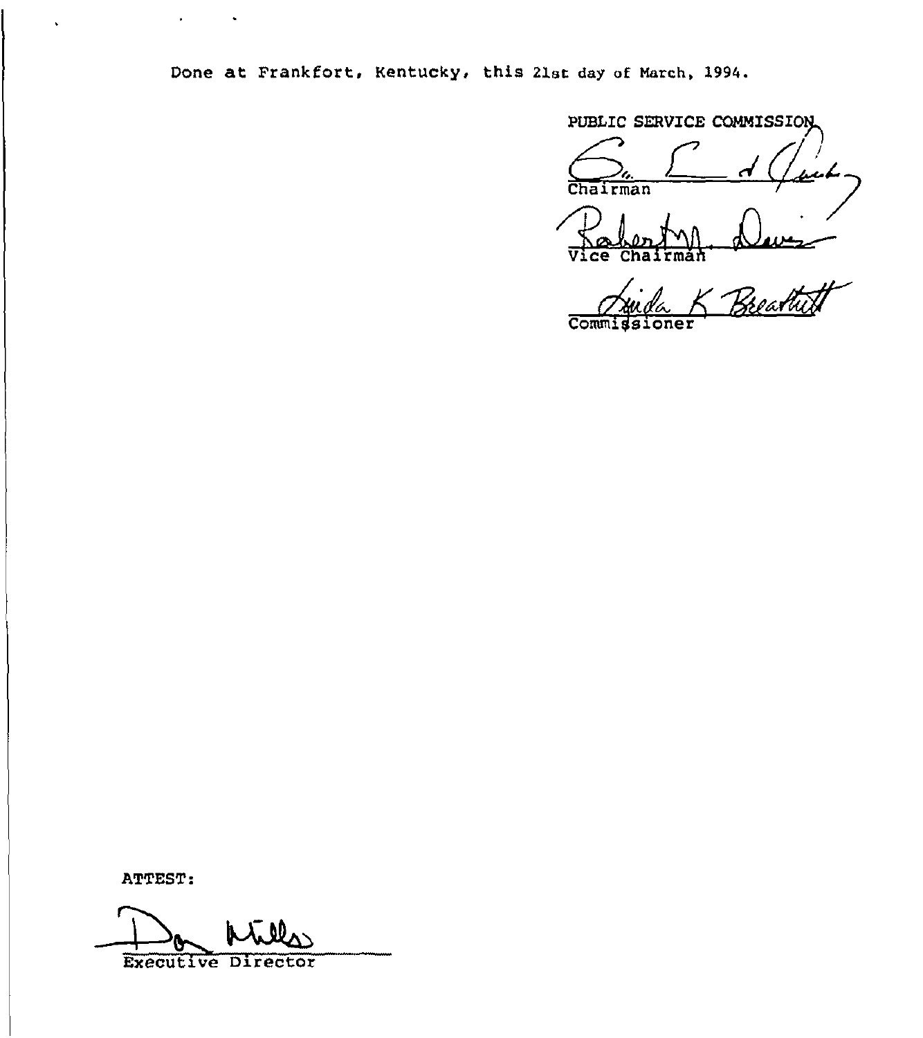Done at Frankfort, Kentucky, this 21st day of March, 1994.

PUBLIC SERVICE COMMISSION

Chairman

Vice Chairman

Commissioner

ATTEST:

Executive Director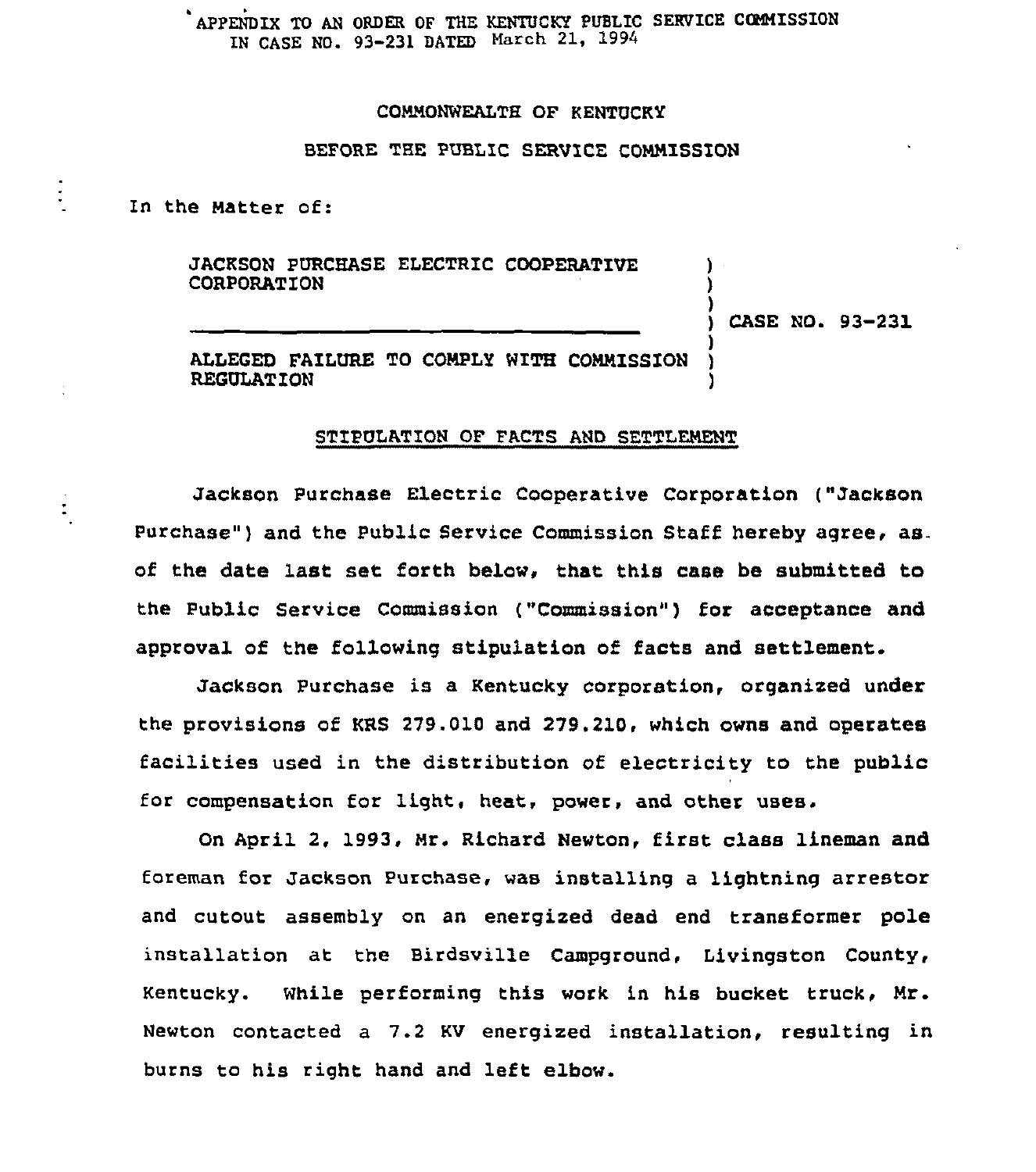APPENDIX TO AN ORDER OF THE KENTUCKY PUBLIC SERVICE COMMISSION IN CASE NO. 93-231 DATED March 21, 1994

COMMONWEALTH OF KENTUCKY

BEFORE THE PUBLIC SERVICE COMMISSION

In the Matter of:

| | |
|---|---|
| JACKSON PURCHASE ELECTRIC COOPERATIVE CORPORATION | |
| | CASE NO. 93-231 |
| ALLEGED FAILURE TO COMPLY WITH COMMISSION REGULATION | |

STIPULATION OF FACTS AND SETTLEMENT

Jackson Purchase Electric Cooperative Corporation ("Jackson Purchase") and the Public Service Commission Staff hereby agree, as of the date last set forth below, that this case be submitted to the Public Service Commission ("Commission") for acceptance and approval of the following stipulation of facts and settlement.

Jackson Purchase is a Kentucky corporation, organized under the provisions of KRS 279.010 and 279.210, which owns and operates facilities used in the distribution of electricity to the public for compensation for light, heat, power, and other uses.

On April 2, 1993, Mr. Richard Newton, first class lineman and foreman for Jackson Purchase, was installing a lightning arrestor and cutout assembly on an energized dead end transformer pole installation at the Birdsville Campground, Livingston County, Kentucky. While performing this work in his bucket truck, Mr. Newton contacted a 7.2 KV energized installation, resulting in burns to his right hand and left elbow.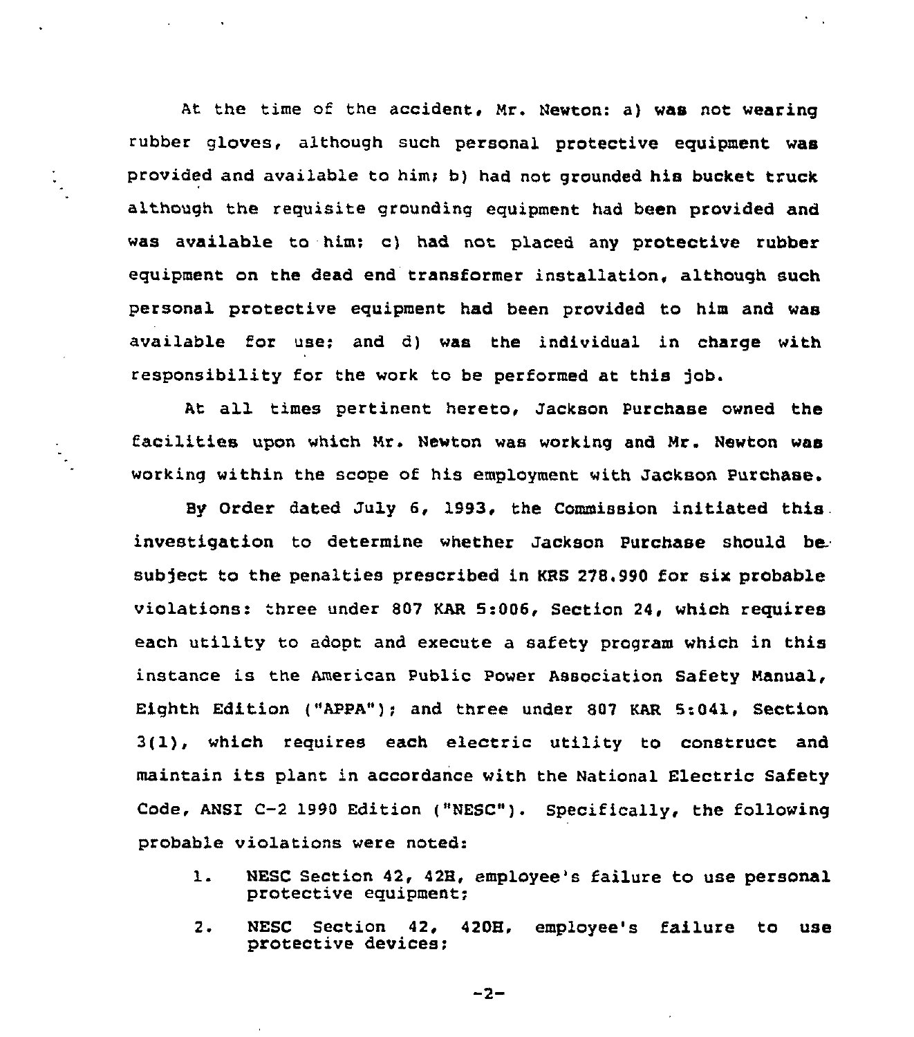At the time of the accident, Mr. Newton: a) was not wearing rubber gloves, although such personal protective equipment was provided and available to him; b) had not grounded his bucket truck although the requisite grounding equipment had been provided and was available to him; c) had not placed any protective rubber equipment on the dead end transformer installation, although such personal protective equipment had been provided to him and was available for use; and d) was the individual in charge with responsibility for the work to be performed at this job.

At all times pertinent hereto, Jackson Purchase owned the facilities upon which Mr. Newton was working and Mr. Newton was working within the scope of his employment with Jackson Purchase.

By Order dated July 6, 1993, the Commission initiated this investigation to determine whether Jackson Purchase should be subject to the penalties prescribed in KRS 278.990 for six probable violations: three under 807 KAR 5:006, Section 24, which requires each utility to adopt and execute a safety program which in this instance is the American Public Power Association Safety Manual, Eighth Edition ("APPA"); and three under 807 KAR 5:041, Section 3(1), which requires each electric utility to construct and maintain its plant in accordance with the National Electric Safety Code, ANSI C-2 1990 Edition ("NESC"). Specifically, the following probable violations were noted:

1. NESC Section 42, 42H, employee's failure to use personal protective equipment;
2. NESC Section 42, 420H, employee's failure to use protective devices;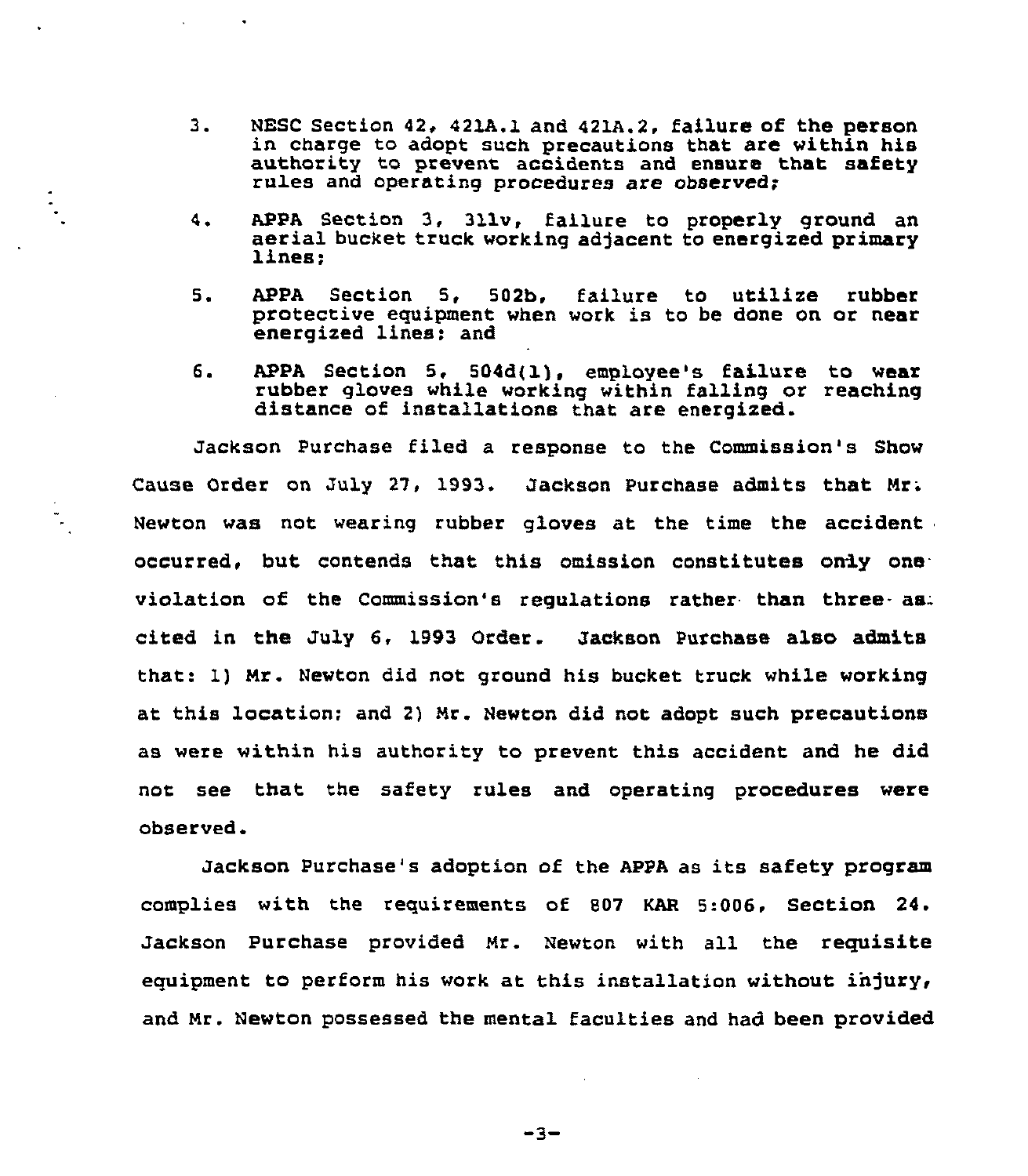3. NESC Section 42, 421A.1 and 421A.2, failure of the person in charge to adopt such precautions that are within his authority to prevent accidents and ensure that safety rules and operating procedures are observed;

4. APPA Section 3, 311v, failure to properly ground an aerial bucket truck working adjacent to energized primary lines;

5. APPA Section 5, 502b, failure to utilize rubber protective equipment when work is to be done on or near energized lines; and

6. APPA Section 5, 504d(1), employee's failure to wear rubber gloves while working within falling or reaching distance of installations that are energized.

Jackson Purchase filed a response to the Commission's Show Cause Order on July 27, 1993. Jackson Purchase admits that Mr. Newton was not wearing rubber gloves at the time the accident occurred, but contends that this omission constitutes only one violation of the Commission's regulations rather than three as cited in the July 6, 1993 Order. Jackson Purchase also admits that: 1) Mr. Newton did not ground his bucket truck while working at this location; and 2) Mr. Newton did not adopt such precautions as were within his authority to prevent this accident and he did not see that the safety rules and operating procedures were observed.

Jackson Purchase's adoption of the APPA as its safety program complies with the requirements of 807 KAR 5:006, Section 24. Jackson Purchase provided Mr. Newton with all the requisite equipment to perform his work at this installation without injury, and Mr. Newton possessed the mental faculties and had been provided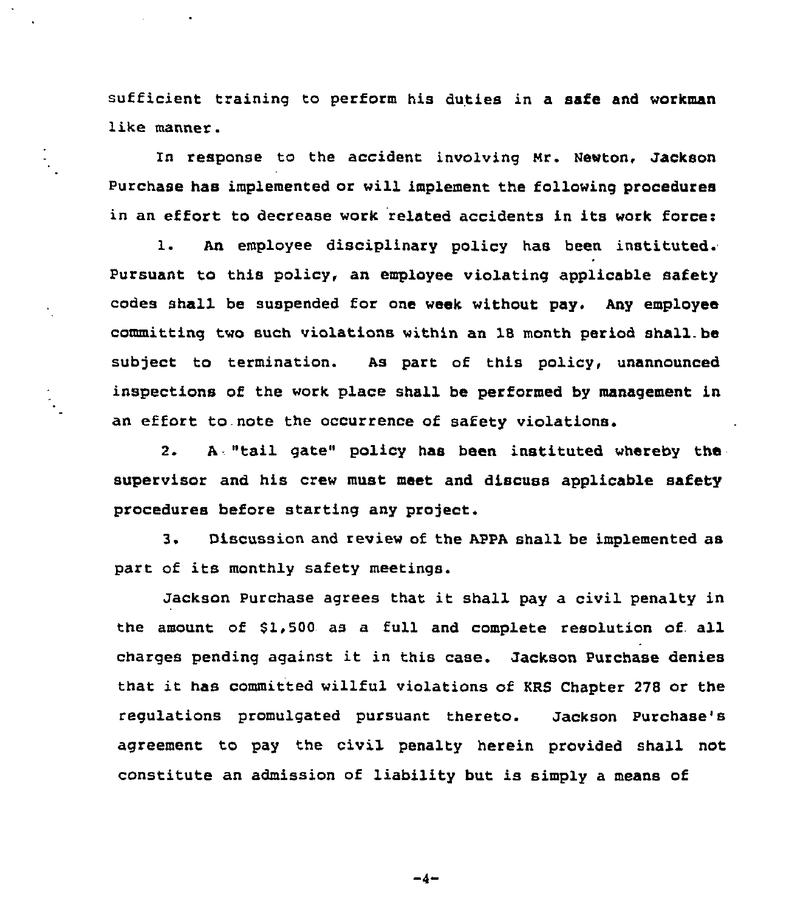sufficient training to perform his duties in a safe and workman like manner.

In response to the accident involving Mr. Newton, Jackson Purchase has implemented or will implement the following procedures in an effort to decrease work related accidents in its work force:

1. An employee disciplinary policy has been instituted. Pursuant to this policy, an employee violating applicable safety codes shall be suspended for one week without pay. Any employee committing two such violations within an 18 month period shall be subject to termination. As part of this policy, unannounced inspections of the work place shall be performed by management in an effort to note the occurrence of safety violations.

2. A "tail gate" policy has been instituted whereby the supervisor and his crew must meet and discuss applicable safety procedures before starting any project.

3. Discussion and review of the APPA shall be implemented as part of its monthly safety meetings.

Jackson Purchase agrees that it shall pay a civil penalty in the amount of $1,500 as a full and complete resolution of all charges pending against it in this case. Jackson Purchase denies that it has committed willful violations of KRS Chapter 278 or the regulations promulgated pursuant thereto. Jackson Purchase's agreement to pay the civil penalty herein provided shall not constitute an admission of liability but is simply a means of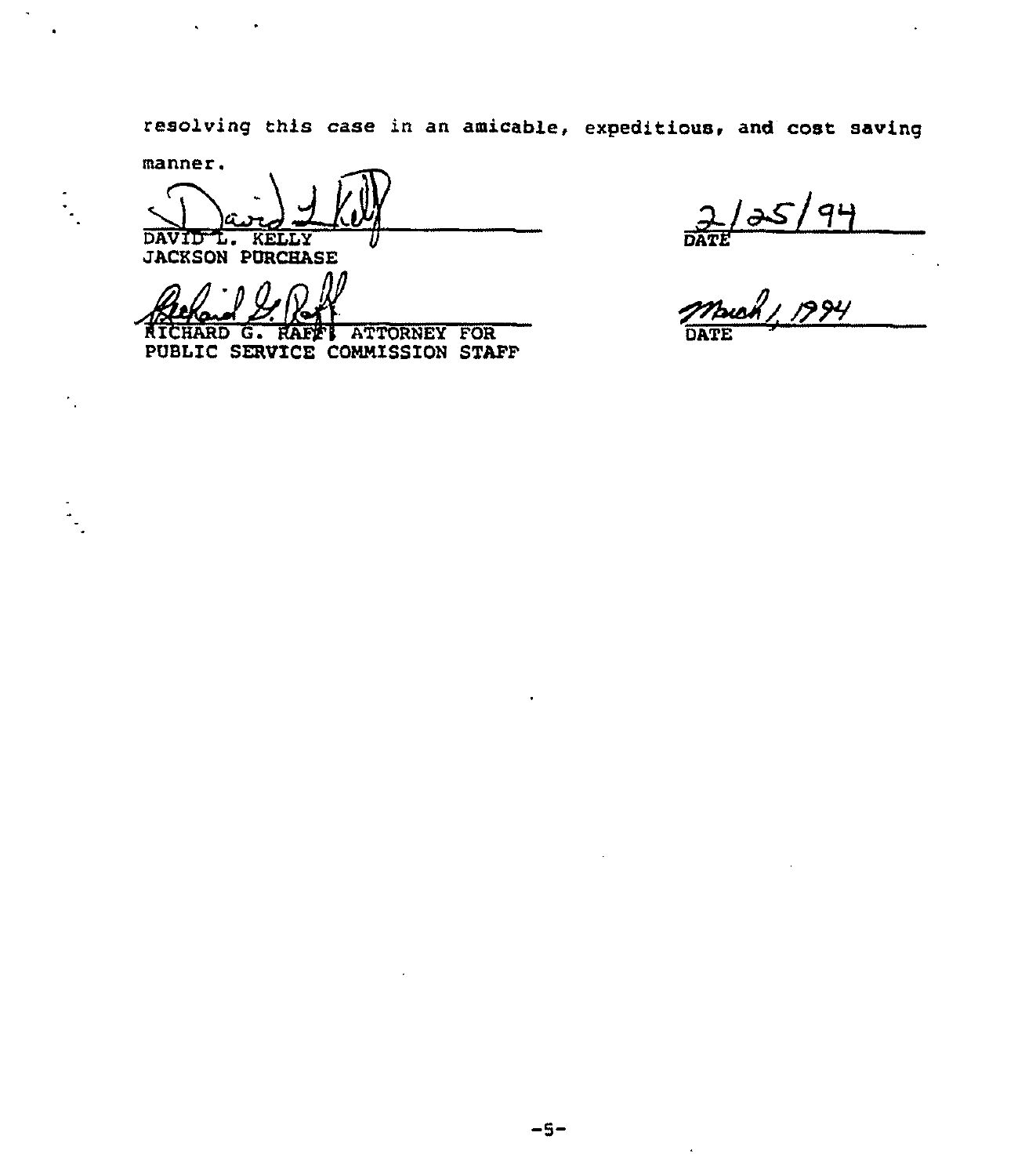resolving this case in an amicable, expeditious, and cost saving manner.

DAVID L. KELLY
JACKSON PURCHASE

2/25/94
DATE

RICHARD G. RAFF, ATTORNEY FOR
PUBLIC SERVICE COMMISSION STAFF

March 1, 1994
DATE